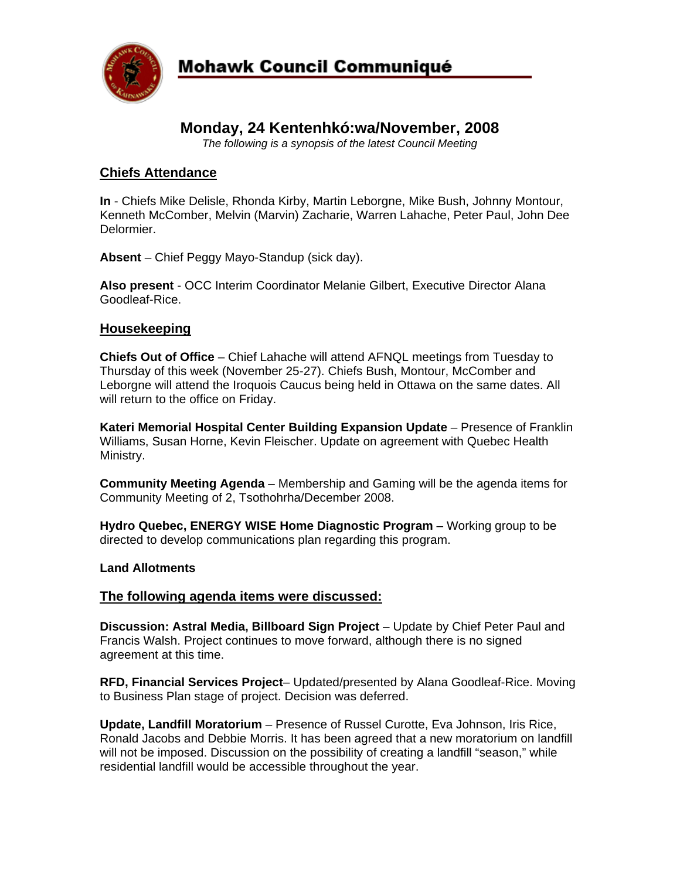# Mohawk Council Communiqué

## Monday, 24 Kentenhkó:wa/November, 2008

*The following is a synopsis of the latest Council Meeting*

### Chiefs Attendance

**In** - Chiefs Mike Delisle, Rhonda Kirby, Martin Leborgne, Mike Bush, Johnny Montour, Kenneth McComber, Melvin (Marvin) Zacharie, Warren Lahache, Peter Paul, John Dee Delormier.

**Absent** – Chief Peggy Mayo-Standup (sick day).

**Also present** - OCC Interim Coordinator Melanie Gilbert, Executive Director Alana Goodleaf-Rice.

### Housekeeping

**Chiefs Out of Office** – Chief Lahache will attend AFNQL meetings from Tuesday to Thursday of this week (November 25-27). Chiefs Bush, Montour, McComber and Leborgne will attend the Iroquois Caucus being held in Ottawa on the same dates. All will return to the office on Friday.

**Kateri Memorial Hospital Center Building Expansion Update** – Presence of Franklin Williams, Susan Horne, Kevin Fleischer. Update on agreement with Quebec Health Ministry.

**Community Meeting Agenda** – Membership and Gaming will be the agenda items for Community Meeting of 2, Tsothohrha/December 2008.

**Hydro Quebec, ENERGY WISE Home Diagnostic Program** – Working group to be directed to develop communications plan regarding this program.

**Land Allotments**

### The following agenda items were discussed:

**Discussion: Astral Media, Billboard Sign Project** – Update by Chief Peter Paul and Francis Walsh. Project continues to move forward, although there is no signed agreement at this time.

**RFD, Financial Services Project**– Updated/presented by Alana Goodleaf-Rice. Moving to Business Plan stage of project. Decision was deferred.

**Update, Landfill Moratorium** – Presence of Russel Curotte, Eva Johnson, Iris Rice, Ronald Jacobs and Debbie Morris. It has been agreed that a new moratorium on landfill will not be imposed. Discussion on the possibility of creating a landfill "season," while residential landfill would be accessible throughout the year.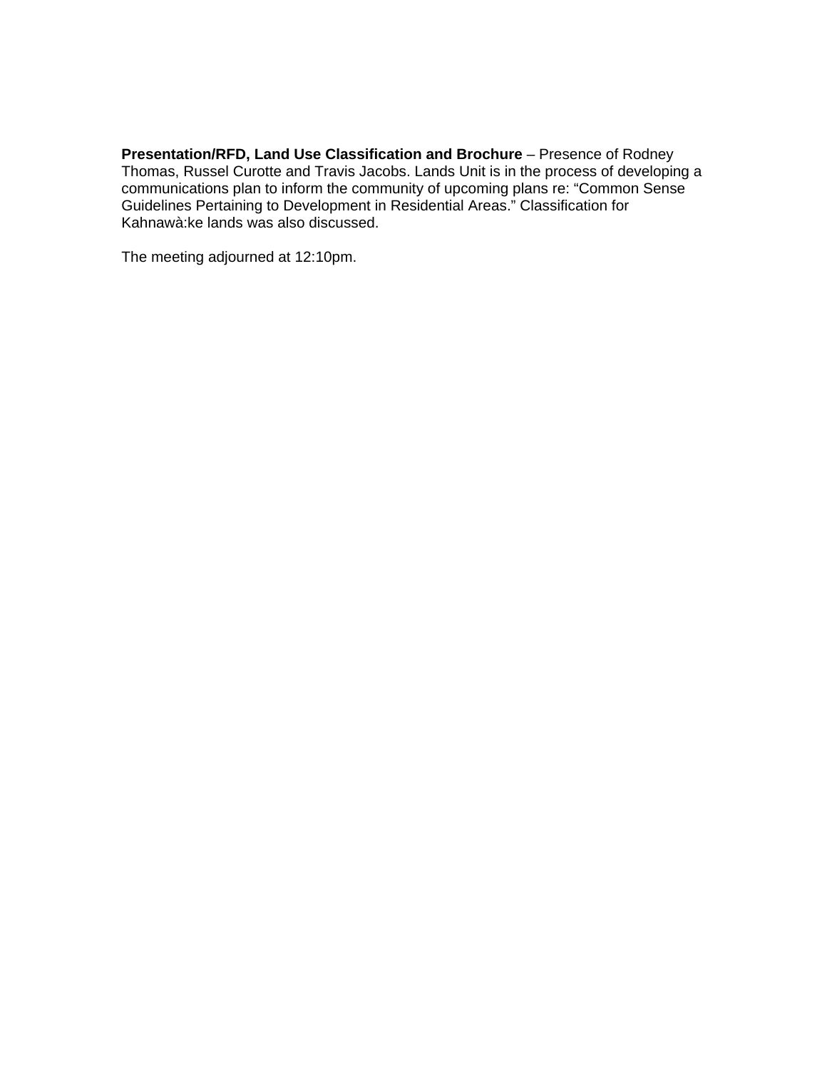**Presentation/RFD, Land Use Classification and Brochure** – Presence of Rodney Thomas, Russel Curotte and Travis Jacobs. Lands Unit is in the process of developing a communications plan to inform the community of upcoming plans re: "Common Sense Guidelines Pertaining to Development in Residential Areas." Classification for Kahnawà:ke lands was also discussed.

The meeting adjourned at 12:10pm.